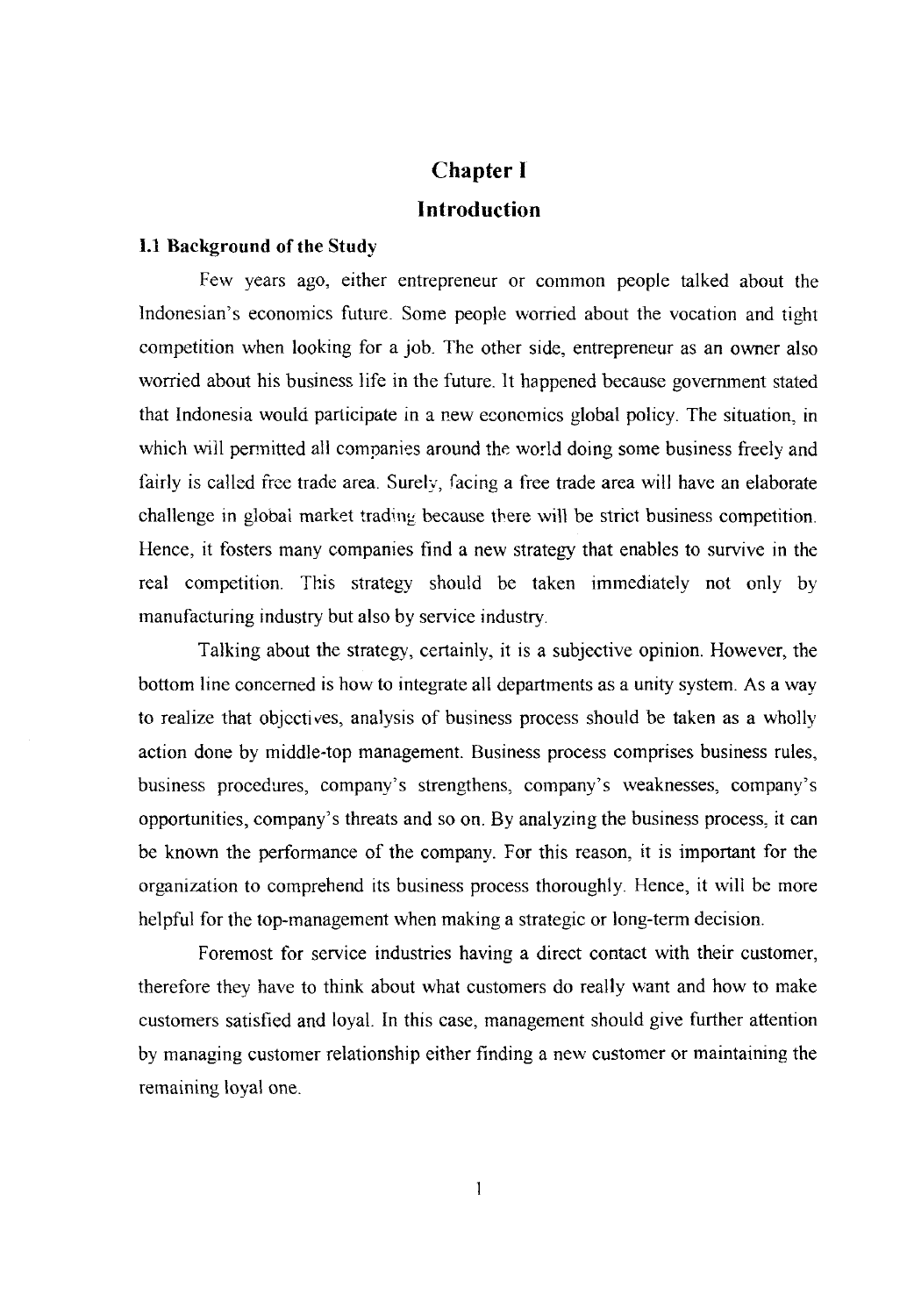# Chapter I

# Introduction

## 1.1 Background of the Study

Few years ago, either entrepreneur or common people talked about the Indonesian's economics future. Some people worried about the vocation and tight competition when looking for a job. The other side, entrepreneur as an owner also worried about his business life in the future. It happened because government stated that Indonesia would participate in a new economics global policy. The situation, in which will permitted all companies around the world doing some business freely and fairly is called free trade area. Surely, facing a free trade area will have an elaborate challenge in global market trading because there will be strict business competition. Hence, it fosters many companies find a new strategy that enables to survive in the real competition. This strategy should be taken immediately not only by manufacturing industry but also by service industry.

Talking about the strategy, certainly, it is a subjective opinion. However, the bottom line concerned is how to integrate all departments as a unity system. As a way to realize that objectives, analysis of business process should be taken as a wholly action done by middle-top management. Business process comprises business rules, business procedures, company's strengthens, company's weaknesses, company's opportunities, company's threats and so on. By analyzing the business process, it can be known the performance of the company. For this reason, it is important for the organization to comprehend its business process thoroughly. Hence, it will be more helpful for the top-management when making a strategic or long-term decision.

Foremost for service industries having a direct contact with their customer, therefore they have to think about what customers do really want and how to make customers satisfied and loyal. In this case, management should give further attention by managing customer relationship either finding a new customer or maintaining the remaining loyal one.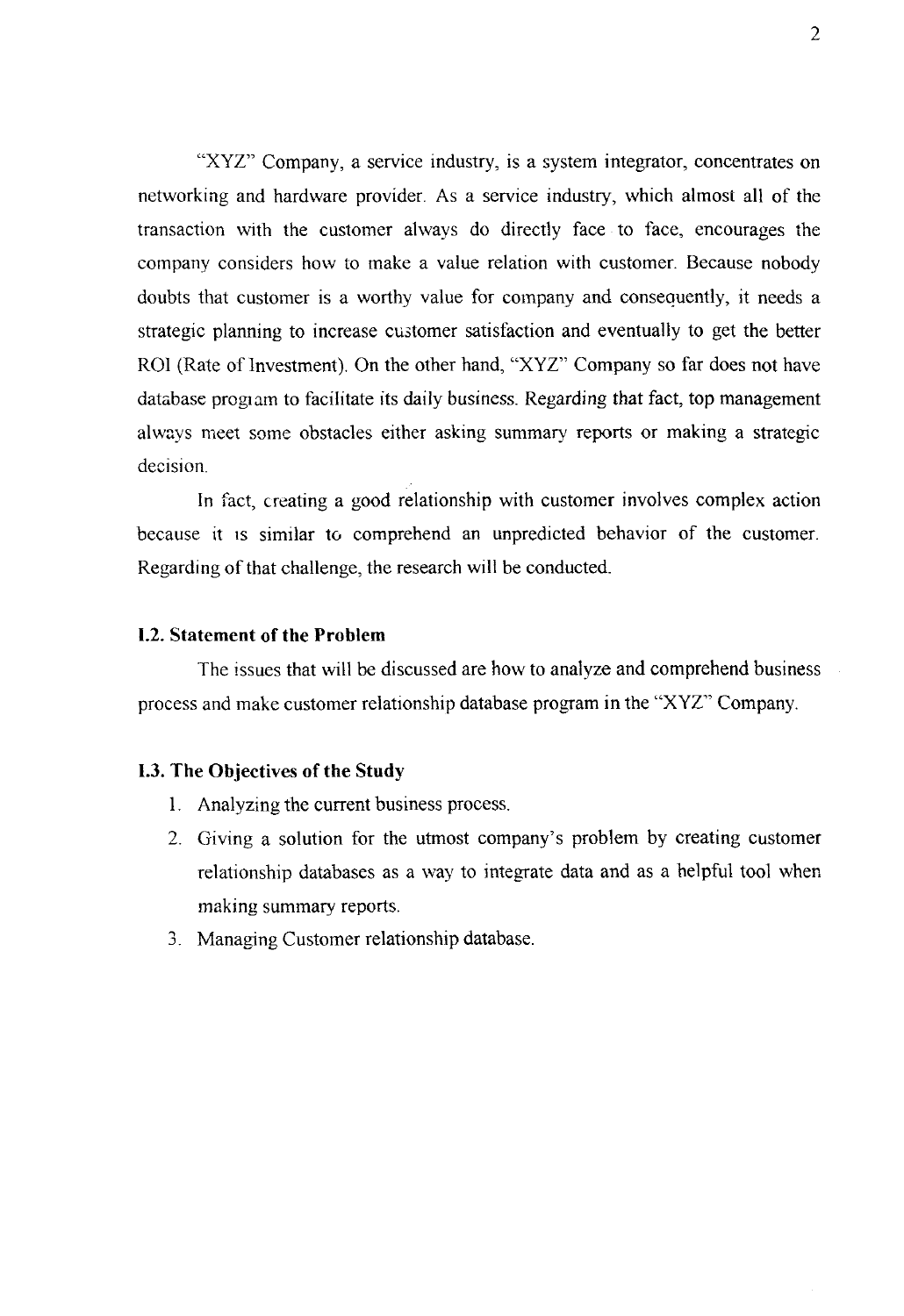"XYZ" Company, a service industry, is a system integrator, concentrates on networking and hardware provider. As a service industry, which almost all of the transaction with the customer always do directly face to face, encourages the company considers how to make a value relation with customer. Because nobody doubts that customer is a worthy value for company and consequently, it needs a strategic planning to increase customer satisfaction and eventually to get the better ROI (Rate of Investment). On the other hand, "XYZ" Company so far does not have database program to facilitate its daily business. Regarding that fact, top management always meet some obstacles either asking summary reports or making a strategic decision.

In fact, creating a good relationship with customer involves complex action because it is similar to comprehend an unpredicted behavior of the customer. Regarding of that challenge, the research will be conducted.

### I.2. Statement of the Problem

The issues that will be discussed are how to analyze and comprehend business process and make customer relationship database program in the "XYZ" Company.

### I.3. The Objectives of the Study

1. Analyzing the current business process.
2. Giving a solution for the utmost company's problem by creating customer relationship databases as a way to integrate data and as a helpful tool when making summary reports.
3. Managing Customer relationship database.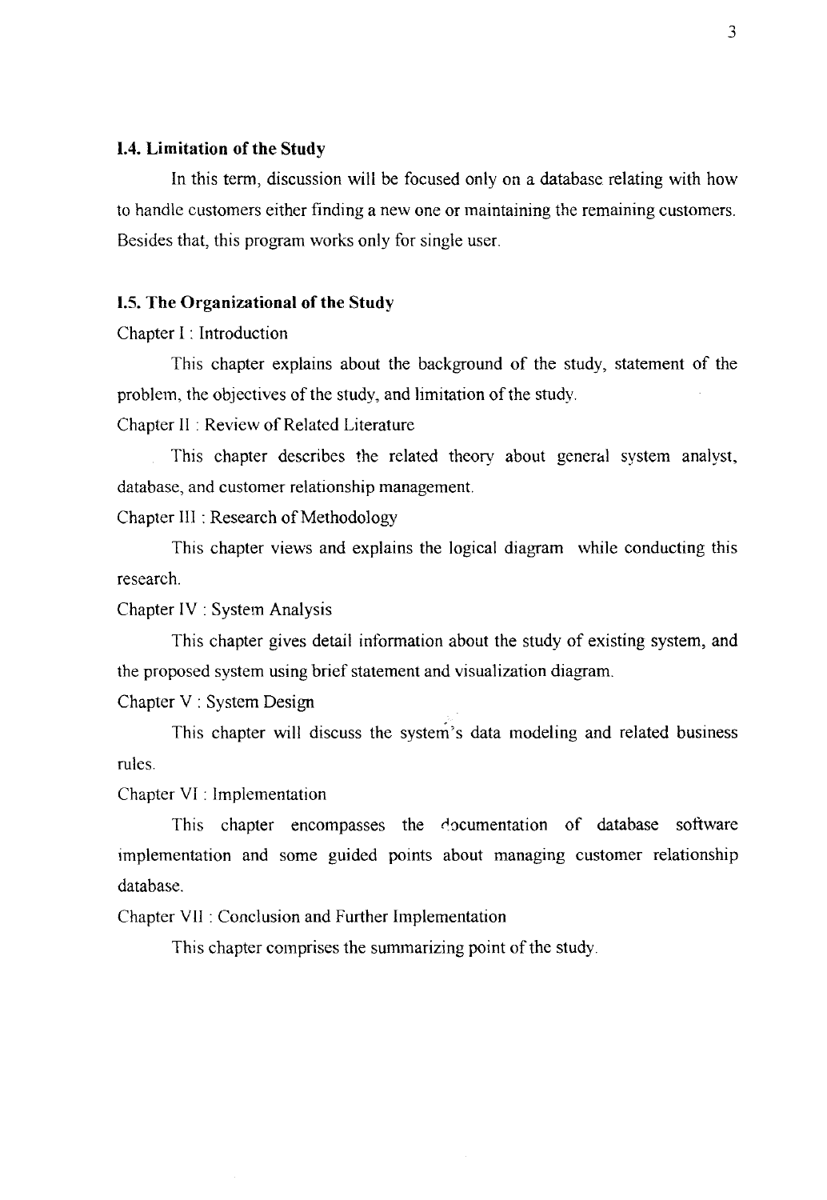### I.4. Limitation of the Study

In this term, discussion will be focused only on a database relating with how to handle customers either finding a new one or maintaining the remaining customers. Besides that, this program works only for single user.

### I.5. The Organizational of the Study

Chapter I : Introduction

This chapter explains about the background of the study, statement of the problem, the objectives of the study, and limitation of the study.

Chapter II : Review of Related Literature

This chapter describes the related theory about general system analyst, database, and customer relationship management.

Chapter III : Research of Methodology

This chapter views and explains the logical diagram while conducting this research.

Chapter IV : System Analysis

This chapter gives detail information about the study of existing system, and the proposed system using brief statement and visualization diagram.

Chapter V : System Design

This chapter will discuss the system's data modeling and related business rules.

Chapter VI : Implementation

This chapter encompasses the documentation of database software implementation and some guided points about managing customer relationship database.

Chapter VII : Conclusion and Further Implementation

This chapter comprises the summarizing point of the study.